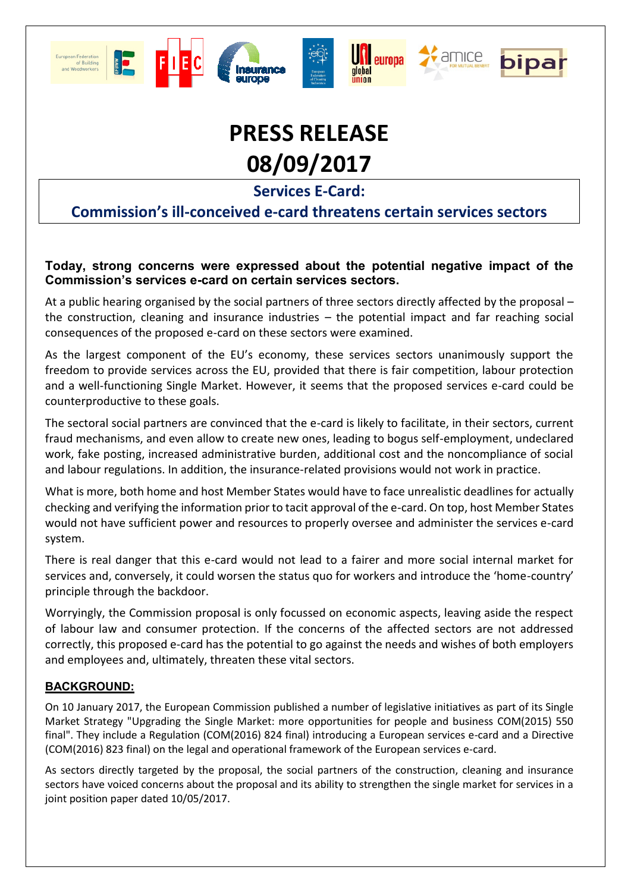# PRESS RELEASE
# 08/09/2017

## Services E-Card:
## Commission's ill-conceived e-card threatens certain services sectors

**Today, strong concerns were expressed about the potential negative impact of the Commission's services e-card on certain services sectors.**

At a public hearing organised by the social partners of three sectors directly affected by the proposal – the construction, cleaning and insurance industries – the potential impact and far reaching social consequences of the proposed e-card on these sectors were examined.

As the largest component of the EU's economy, these services sectors unanimously support the freedom to provide services across the EU, provided that there is fair competition, labour protection and a well-functioning Single Market. However, it seems that the proposed services e-card could be counterproductive to these goals.

The sectoral social partners are convinced that the e-card is likely to facilitate, in their sectors, current fraud mechanisms, and even allow to create new ones, leading to bogus self-employment, undeclared work, fake posting, increased administrative burden, additional cost and the noncompliance of social and labour regulations. In addition, the insurance-related provisions would not work in practice.

What is more, both home and host Member States would have to face unrealistic deadlines for actually checking and verifying the information prior to tacit approval of the e-card. On top, host Member States would not have sufficient power and resources to properly oversee and administer the services e-card system.

There is real danger that this e-card would not lead to a fairer and more social internal market for services and, conversely, it could worsen the status quo for workers and introduce the 'home-country' principle through the backdoor.

Worryingly, the Commission proposal is only focussed on economic aspects, leaving aside the respect of labour law and consumer protection. If the concerns of the affected sectors are not addressed correctly, this proposed e-card has the potential to go against the needs and wishes of both employers and employees and, ultimately, threaten these vital sectors.

**BACKGROUND:**

On 10 January 2017, the European Commission published a number of legislative initiatives as part of its Single Market Strategy "Upgrading the Single Market: more opportunities for people and business COM(2015) 550 final". They include a Regulation (COM(2016) 824 final) introducing a European services e-card and a Directive (COM(2016) 823 final) on the legal and operational framework of the European services e-card.

As sectors directly targeted by the proposal, the social partners of the construction, cleaning and insurance sectors have voiced concerns about the proposal and its ability to strengthen the single market for services in a joint position paper dated 10/05/2017.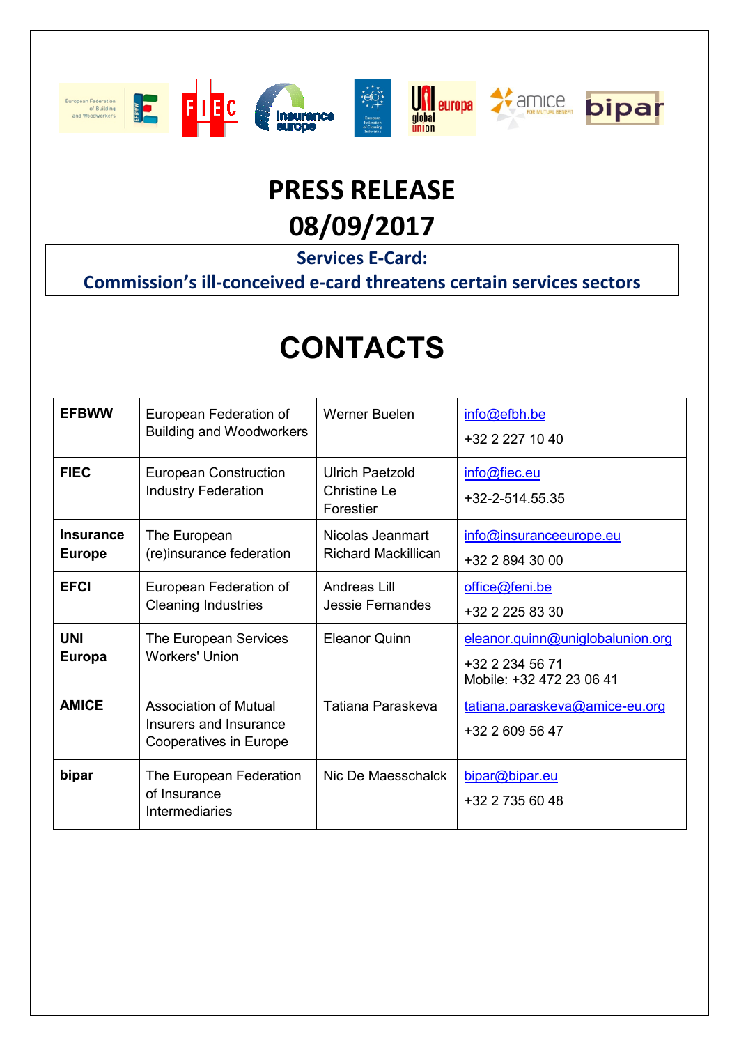# PRESS RELEASE
# 08/09/2017

**Services E-Card:**
**Commission's ill-conceived e-card threatens certain services sectors**

# CONTACTS

| | | | |
|---|---|---|---|
| **EFBWW** | European Federation of Building and Woodworkers | Werner Buelen | info@efbh.be<br>+32 2 227 10 40 |
| **FIEC** | European Construction Industry Federation | Ulrich Paetzold<br>Christine Le Forestier | info@fiec.eu<br>+32-2-514.55.35 |
| **Insurance Europe** | The European (re)insurance federation | Nicolas Jeanmart<br>Richard Mackillican | info@insuranceeurope.eu<br>+32 2 894 30 00 |
| **EFCI** | European Federation of Cleaning Industries | Andreas Lill<br>Jessie Fernandes | office@feni.be<br>+32 2 225 83 30 |
| **UNI Europa** | The European Services Workers' Union | Eleanor Quinn | eleanor.quinn@uniglobalunion.org<br>+32 2 234 56 71<br>Mobile: +32 472 23 06 41 |
| **AMICE** | Association of Mutual Insurers and Insurance Cooperatives in Europe | Tatiana Paraskeva | tatiana.paraskeva@amice-eu.org<br>+32 2 609 56 47 |
| **bipar** | The European Federation of Insurance Intermediaries | Nic De Maesschalck | bipar@bipar.eu<br>+32 2 735 60 48 |